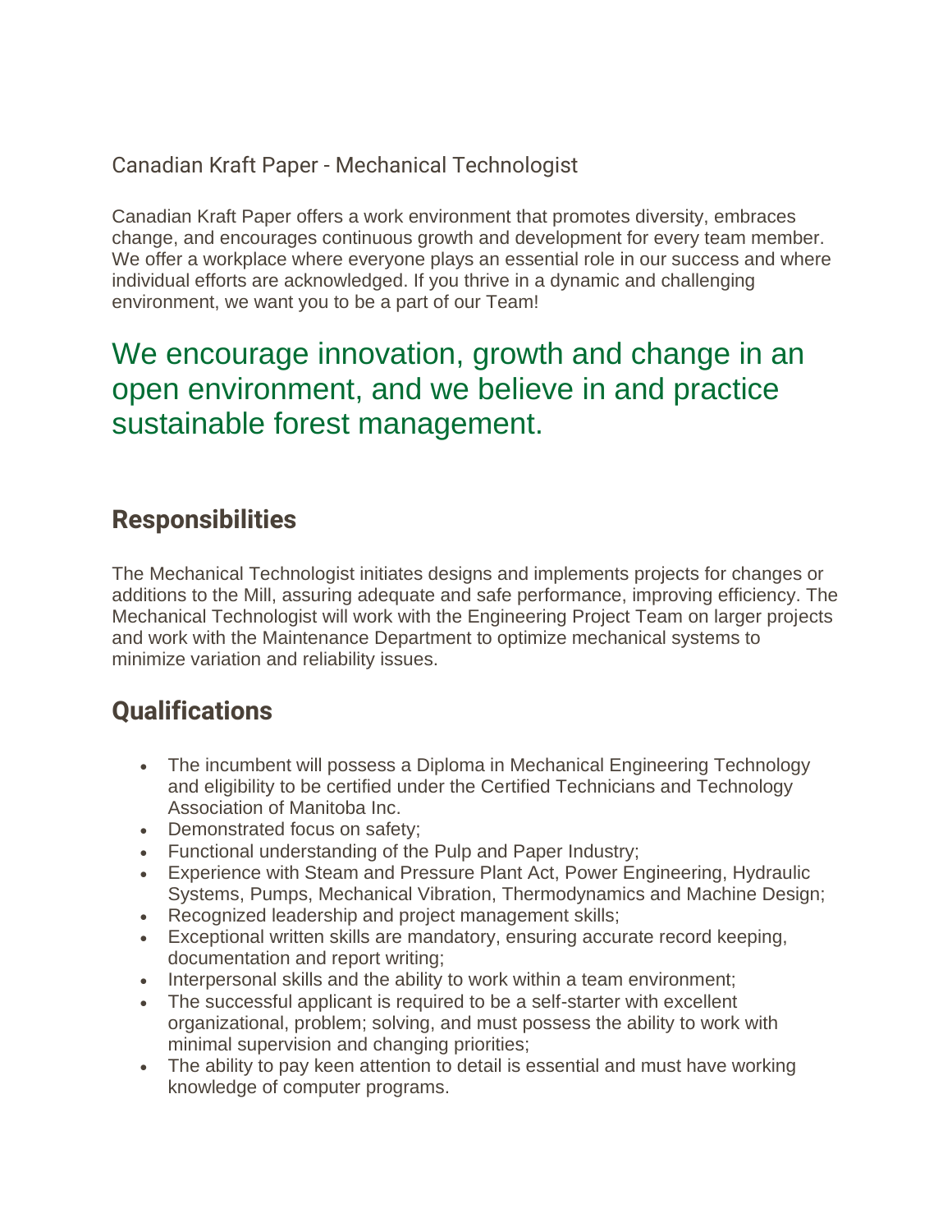Canadian Kraft Paper - Mechanical Technologist

Canadian Kraft Paper offers a work environment that promotes diversity, embraces change, and encourages continuous growth and development for every team member. We offer a workplace where everyone plays an essential role in our success and where individual efforts are acknowledged. If you thrive in a dynamic and challenging environment, we want you to be a part of our Team!

We encourage innovation, growth and change in an open environment, and we believe in and practice sustainable forest management.

## Responsibilities

The Mechanical Technologist initiates designs and implements projects for changes or additions to the Mill, assuring adequate and safe performance, improving efficiency. The Mechanical Technologist will work with the Engineering Project Team on larger projects and work with the Maintenance Department to optimize mechanical systems to minimize variation and reliability issues.

## Qualifications

- The incumbent will possess a Diploma in Mechanical Engineering Technology and eligibility to be certified under the Certified Technicians and Technology Association of Manitoba Inc.
- Demonstrated focus on safety;
- Functional understanding of the Pulp and Paper Industry;
- Experience with Steam and Pressure Plant Act, Power Engineering, Hydraulic Systems, Pumps, Mechanical Vibration, Thermodynamics and Machine Design;
- Recognized leadership and project management skills;
- Exceptional written skills are mandatory, ensuring accurate record keeping, documentation and report writing;
- Interpersonal skills and the ability to work within a team environment;
- The successful applicant is required to be a self-starter with excellent organizational, problem; solving, and must possess the ability to work with minimal supervision and changing priorities;
- The ability to pay keen attention to detail is essential and must have working knowledge of computer programs.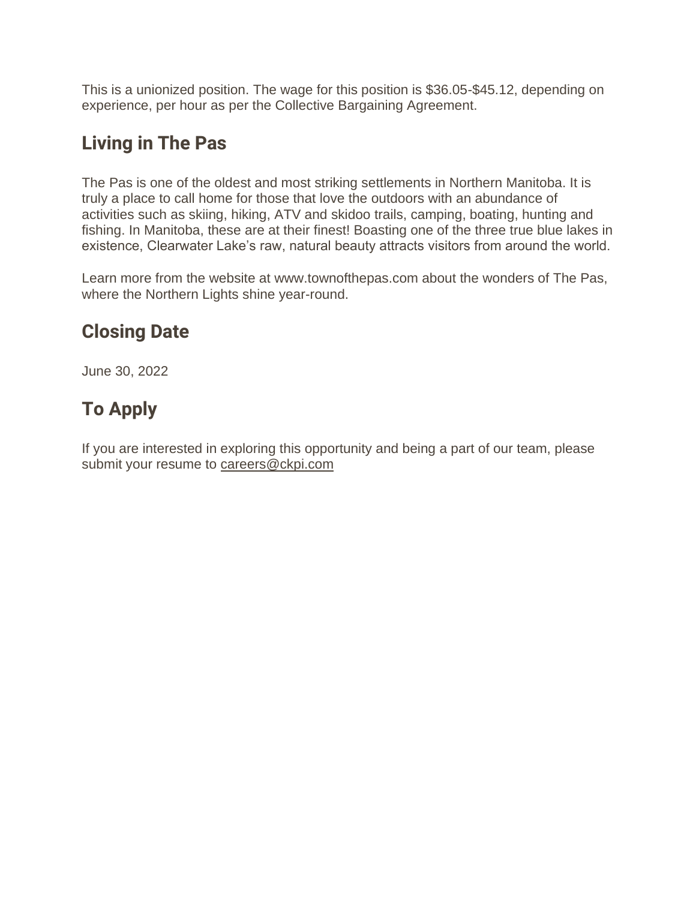This is a unionized position. The wage for this position is $36.05-$45.12, depending on experience, per hour as per the Collective Bargaining Agreement.

## Living in The Pas

The Pas is one of the oldest and most striking settlements in Northern Manitoba. It is truly a place to call home for those that love the outdoors with an abundance of activities such as skiing, hiking, ATV and skidoo trails, camping, boating, hunting and fishing. In Manitoba, these are at their finest! Boasting one of the three true blue lakes in existence, Clearwater Lake's raw, natural beauty attracts visitors from around the world.

Learn more from the website at www.townofthepas.com about the wonders of The Pas, where the Northern Lights shine year-round.

## Closing Date

June 30, 2022

## To Apply

If you are interested in exploring this opportunity and being a part of our team, please submit your resume to careers@ckpi.com